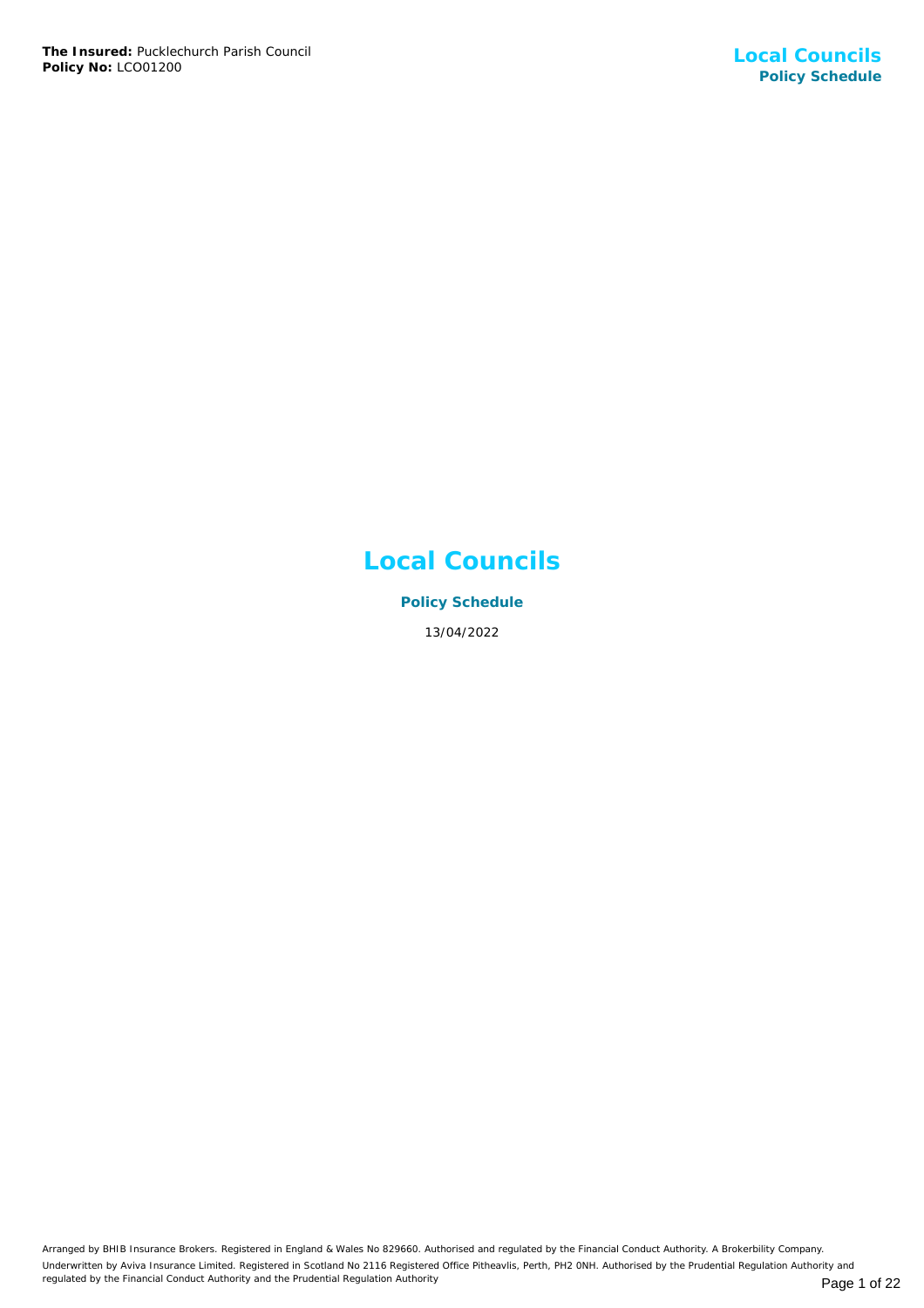# Local Councils

**Policy Schedule**

13/04/2022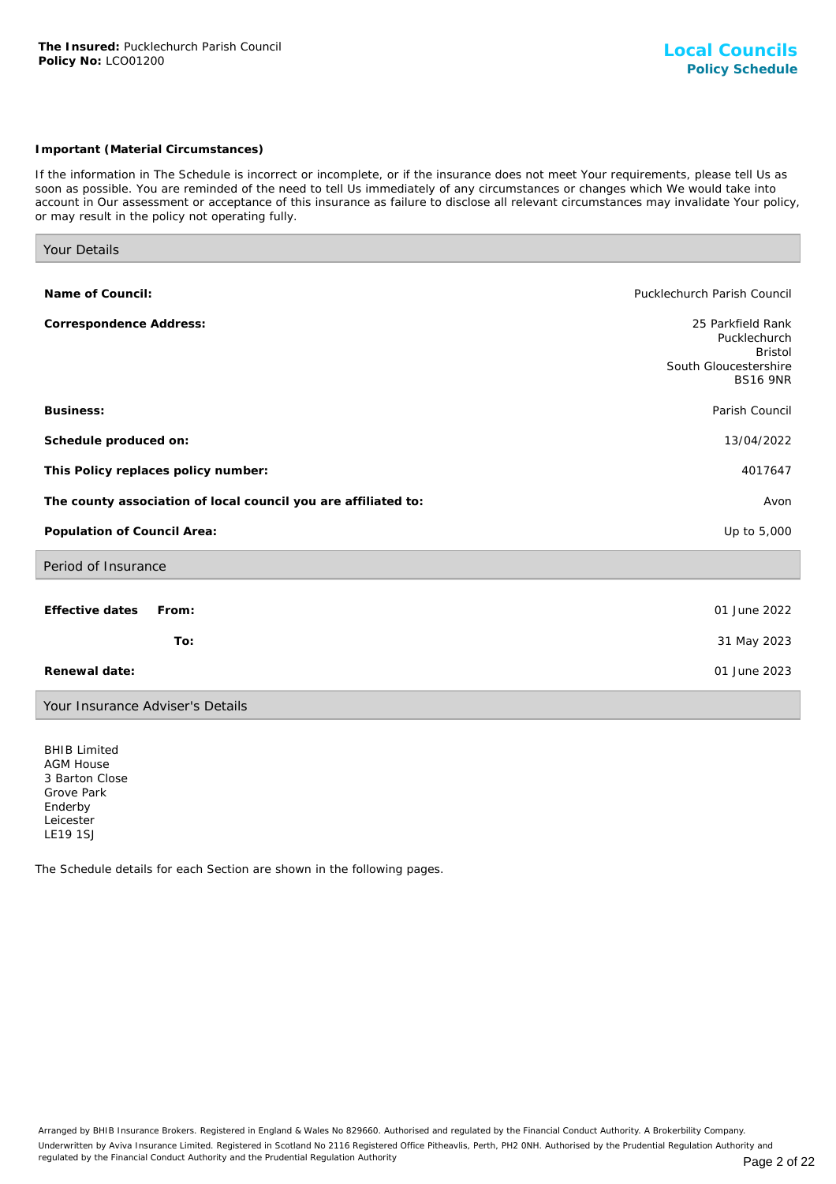**The Insured:** Pucklechurch Parish Council
**Policy No:** LCO01200

**Local Councils**
**Policy Schedule**

**Important (Material Circumstances)**

If the information in The Schedule is incorrect or incomplete, or if the insurance does not meet Your requirements, please tell Us as soon as possible. You are reminded of the need to tell Us immediately of any circumstances or changes which We would take into account in Our assessment or acceptance of this insurance as failure to disclose all relevant circumstances may invalidate Your policy, or may result in the policy not operating fully.

## Your Details

| | |
|---|---|
| **Name of Council:** | Pucklechurch Parish Council |
| **Correspondence Address:** | 25 Parkfield Rank<br>Pucklechurch<br>Bristol<br>South Gloucestershire<br>BS16 9NR |
| **Business:** | Parish Council |
| **Schedule produced on:** | 13/04/2022 |
| **This Policy replaces policy number:** | 4017647 |
| **The county association of local council you are affiliated to:** | Avon |
| **Population of Council Area:** | Up to 5,000 |

## Period of Insurance

| | |
|---|---|
| **Effective dates From:** | 01 June 2022 |
| **To:** | 31 May 2023 |
| **Renewal date:** | 01 June 2023 |

## Your Insurance Adviser's Details

BHIB Limited
AGM House
3 Barton Close
Grove Park
Enderby
Leicester
LE19 1SJ

The Schedule details for each Section are shown in the following pages.

Arranged by BHIB Insurance Brokers. Registered in England & Wales No 829660. Authorised and regulated by the Financial Conduct Authority. A Brokerbility Company.
Underwritten by Aviva Insurance Limited. Registered in Scotland No 2116 Registered Office Pitheavlis, Perth, PH2 0NH. Authorised by the Prudential Regulation Authority and regulated by the Financial Conduct Authority and the Prudential Regulation Authority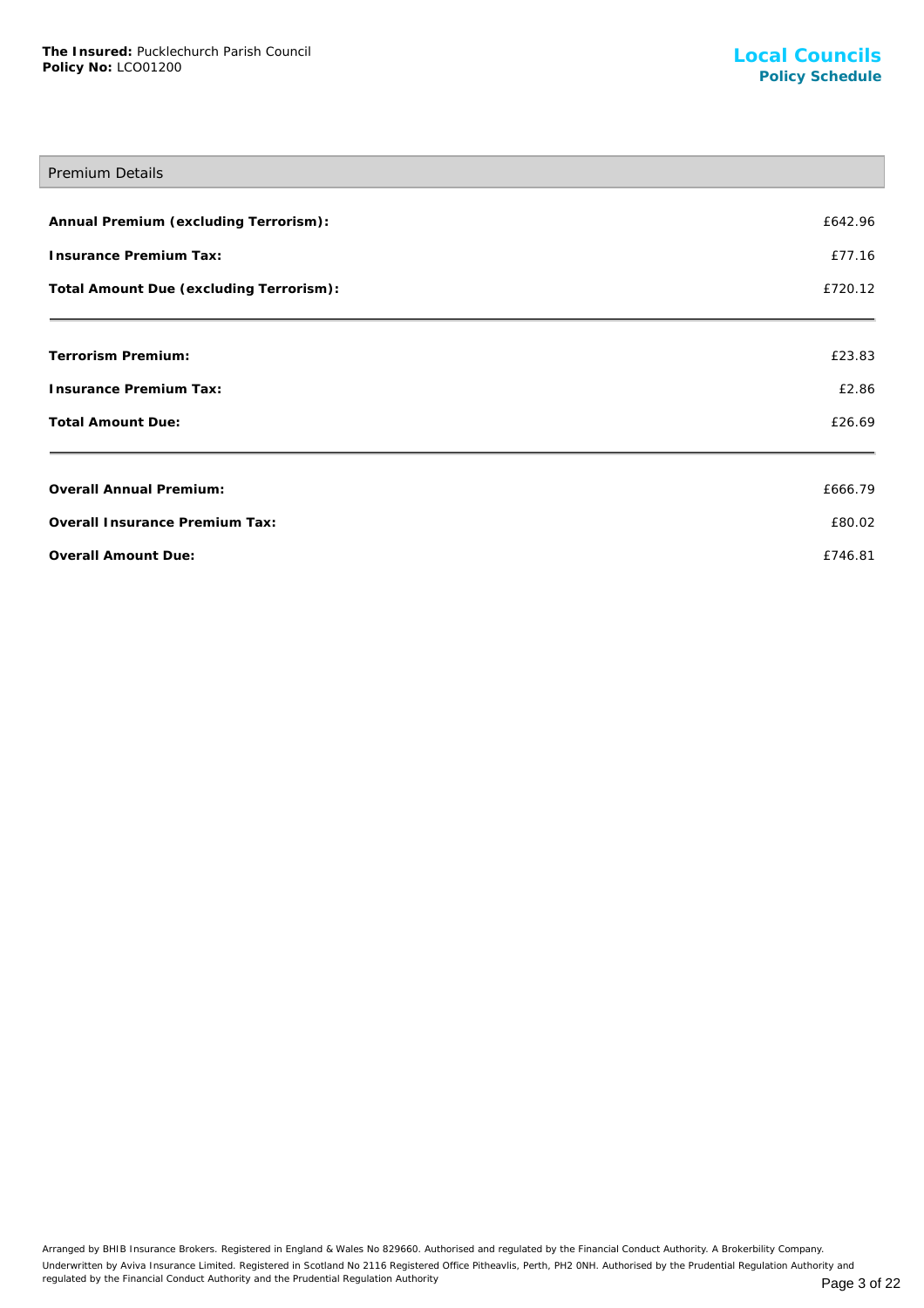## Premium Details

| | |
|---|---|
| **Annual Premium (excluding Terrorism):** | £642.96 |
| **Insurance Premium Tax:** | £77.16 |
| **Total Amount Due (excluding Terrorism):** | £720.12 |

| | |
|---|---|
| **Terrorism Premium:** | £23.83 |
| **Insurance Premium Tax:** | £2.86 |
| **Total Amount Due:** | £26.69 |

| | |
|---|---|
| **Overall Annual Premium:** | £666.79 |
| **Overall Insurance Premium Tax:** | £80.02 |
| **Overall Amount Due:** | £746.81 |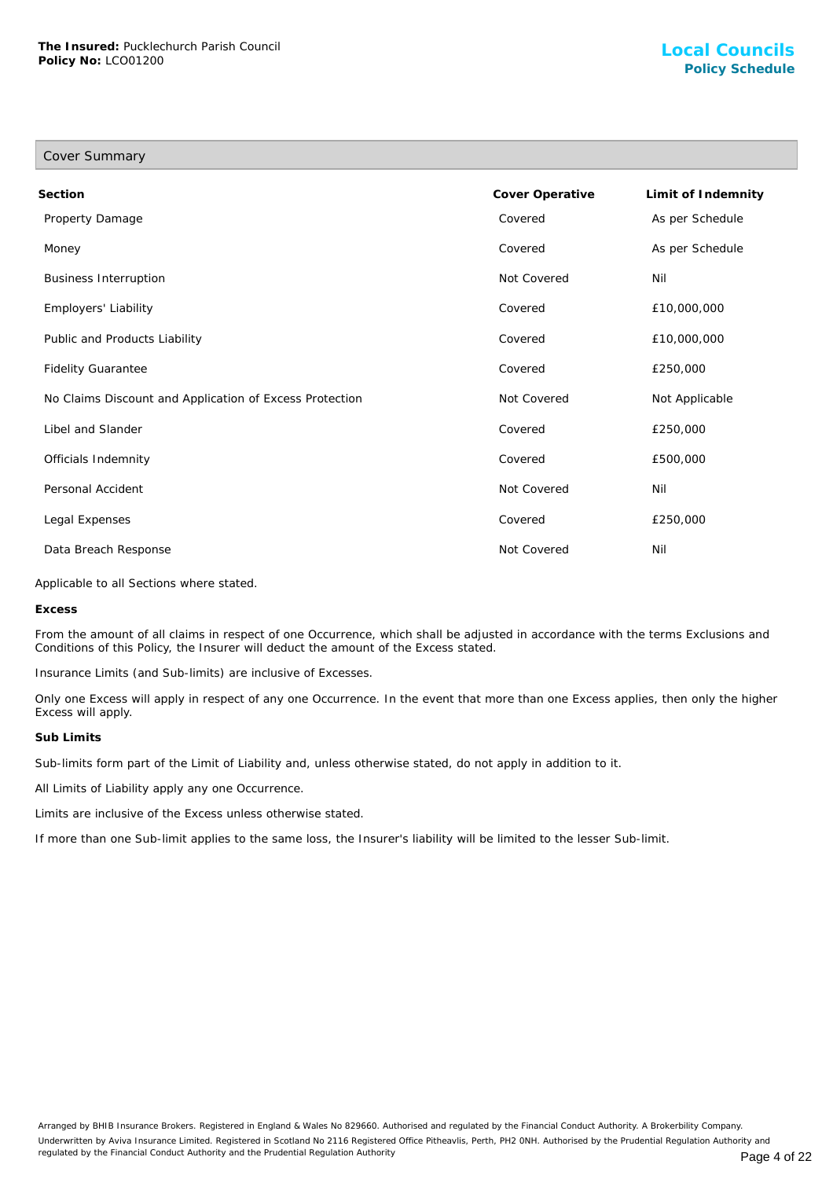## Cover Summary

| Section | Cover Operative | Limit of Indemnity |
|---|---|---|
| Property Damage | Covered | As per Schedule |
| Money | Covered | As per Schedule |
| Business Interruption | Not Covered | Nil |
| Employers' Liability | Covered | £10,000,000 |
| Public and Products Liability | Covered | £10,000,000 |
| Fidelity Guarantee | Covered | £250,000 |
| No Claims Discount and Application of Excess Protection | Not Covered | Not Applicable |
| Libel and Slander | Covered | £250,000 |
| Officials Indemnity | Covered | £500,000 |
| Personal Accident | Not Covered | Nil |
| Legal Expenses | Covered | £250,000 |
| Data Breach Response | Not Covered | Nil |

Applicable to all Sections where stated.

**Excess**

From the amount of all claims in respect of one Occurrence, which shall be adjusted in accordance with the terms Exclusions and Conditions of this Policy, the Insurer will deduct the amount of the Excess stated.

Insurance Limits (and Sub-limits) are inclusive of Excesses.

Only one Excess will apply in respect of any one Occurrence. In the event that more than one Excess applies, then only the higher Excess will apply.

**Sub Limits**

Sub-limits form part of the Limit of Liability and, unless otherwise stated, do not apply in addition to it.

All Limits of Liability apply any one Occurrence.

Limits are inclusive of the Excess unless otherwise stated.

If more than one Sub-limit applies to the same loss, the Insurer's liability will be limited to the lesser Sub-limit.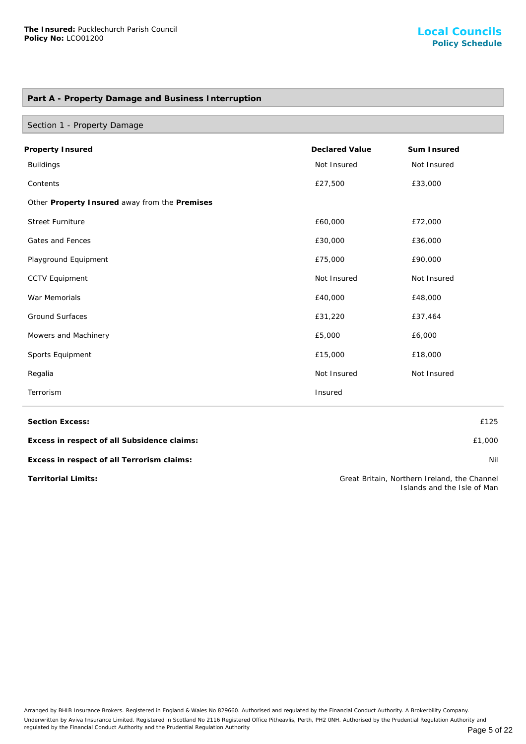**The Insured:** Pucklechurch Parish Council
**Policy No:** LCO01200

**Local Councils**
**Policy Schedule**

## Part A - Property Damage and Business Interruption

### Section 1 - Property Damage

| **Property Insured** | **Declared Value** | **Sum Insured** |
|---|---|---|
| Buildings | Not Insured | Not Insured |
| Contents | £27,500 | £33,000 |
| Other **Property Insured** away from the **Premises** | | |
| Street Furniture | £60,000 | £72,000 |
| Gates and Fences | £30,000 | £36,000 |
| Playground Equipment | £75,000 | £90,000 |
| CCTV Equipment | Not Insured | Not Insured |
| War Memorials | £40,000 | £48,000 |
| Ground Surfaces | £31,220 | £37,464 |
| Mowers and Machinery | £5,000 | £6,000 |
| Sports Equipment | £15,000 | £18,000 |
| Regalia | Not Insured | Not Insured |
| Terrorism | Insured | |

| | |
|---|---|
| **Section Excess:** | £125 |
| **Excess in respect of all Subsidence claims:** | £1,000 |
| **Excess in respect of all Terrorism claims:** | Nil |
| **Territorial Limits:** | Great Britain, Northern Ireland, the Channel Islands and the Isle of Man |

Arranged by BHIB Insurance Brokers. Registered in England & Wales No 829660. Authorised and regulated by the Financial Conduct Authority. A Brokerbility Company.
Underwritten by Aviva Insurance Limited. Registered in Scotland No 2116 Registered Office Pitheavlis, Perth, PH2 0NH. Authorised by the Prudential Regulation Authority and regulated by the Financial Conduct Authority and the Prudential Regulation Authority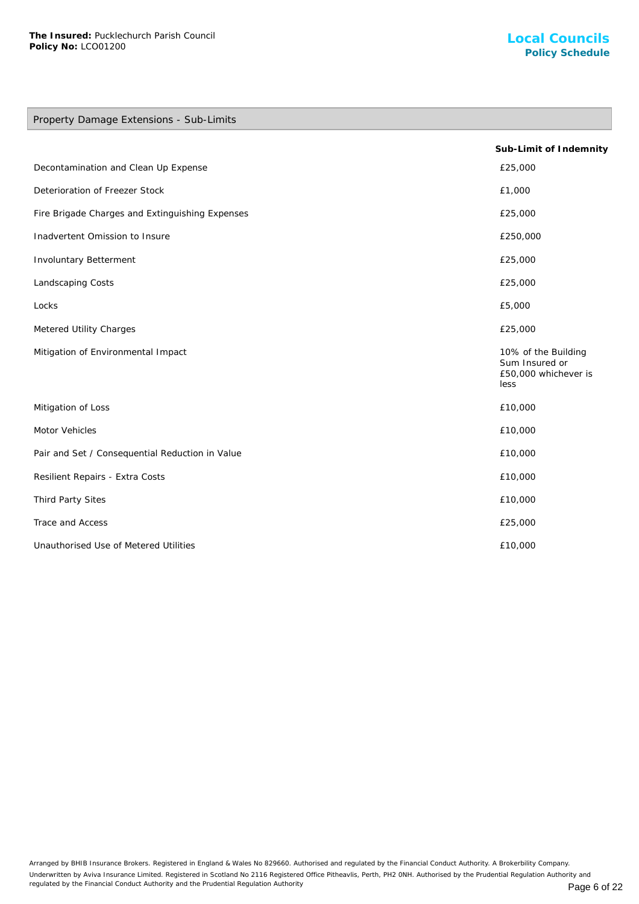## Property Damage Extensions - Sub-Limits

| | Sub-Limit of Indemnity |
|---|---|
| Decontamination and Clean Up Expense | £25,000 |
| Deterioration of Freezer Stock | £1,000 |
| Fire Brigade Charges and Extinguishing Expenses | £25,000 |
| Inadvertent Omission to Insure | £250,000 |
| Involuntary Betterment | £25,000 |
| Landscaping Costs | £25,000 |
| Locks | £5,000 |
| Metered Utility Charges | £25,000 |
| Mitigation of Environmental Impact | 10% of the Building Sum Insured or £50,000 whichever is less |
| Mitigation of Loss | £10,000 |
| Motor Vehicles | £10,000 |
| Pair and Set / Consequential Reduction in Value | £10,000 |
| Resilient Repairs - Extra Costs | £10,000 |
| Third Party Sites | £10,000 |
| Trace and Access | £25,000 |
| Unauthorised Use of Metered Utilities | £10,000 |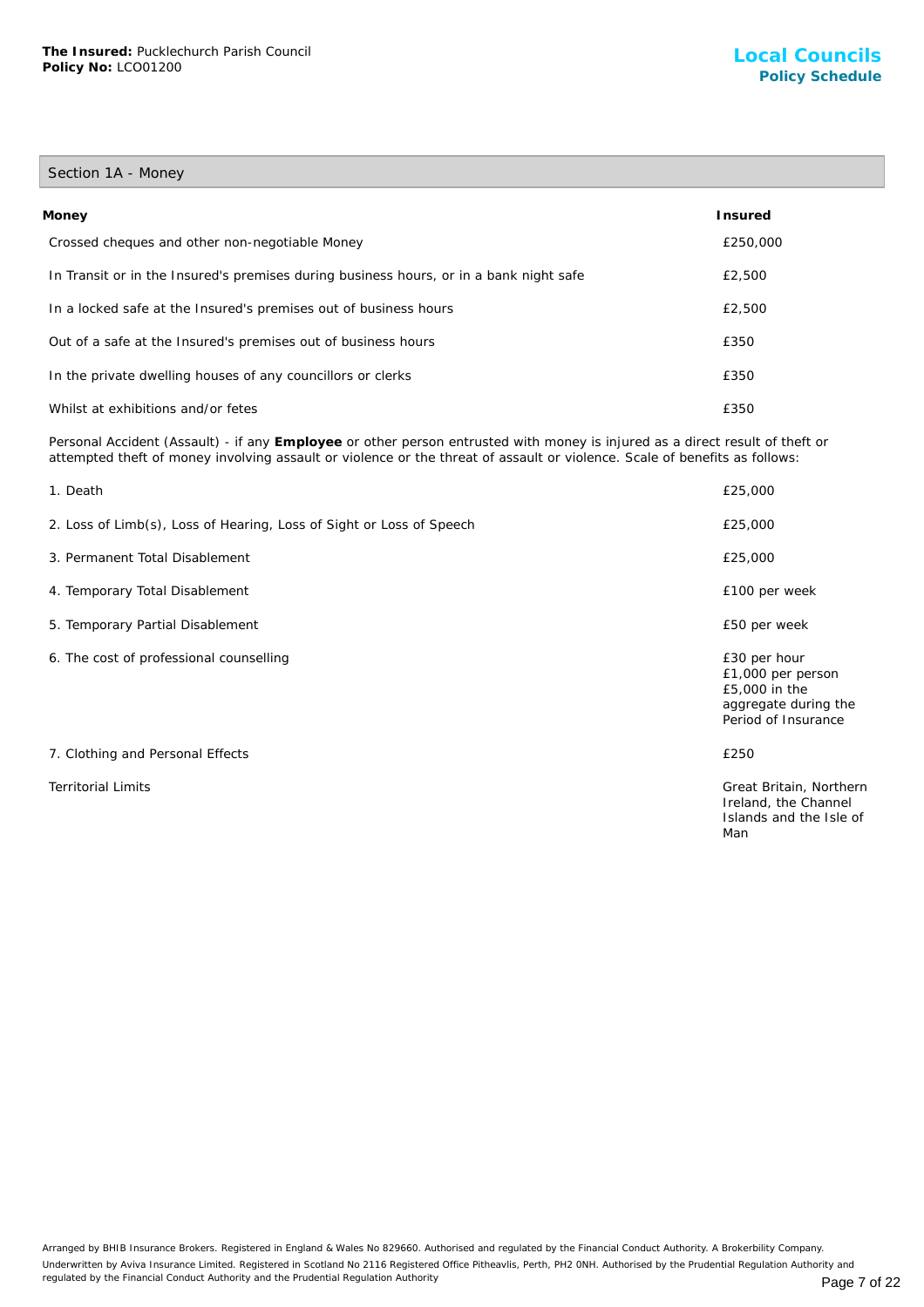## Section 1A - Money

| Money | Insured |
| --- | --- |
| Crossed cheques and other non-negotiable Money | £250,000 |
| In Transit or in the Insured's premises during business hours, or in a bank night safe | £2,500 |
| In a locked safe at the Insured's premises out of business hours | £2,500 |
| Out of a safe at the Insured's premises out of business hours | £350 |
| In the private dwelling houses of any councillors or clerks | £350 |
| Whilst at exhibitions and/or fetes | £350 |

Personal Accident (Assault) - if any **Employee** or other person entrusted with money is injured as a direct result of theft or attempted theft of money involving assault or violence or the threat of assault or violence. Scale of benefits as follows:

| | |
| --- | --- |
| 1. Death | £25,000 |
| 2. Loss of Limb(s), Loss of Hearing, Loss of Sight or Loss of Speech | £25,000 |
| 3. Permanent Total Disablement | £25,000 |
| 4. Temporary Total Disablement | £100 per week |
| 5. Temporary Partial Disablement | £50 per week |
| 6. The cost of professional counselling | £30 per hour £1,000 per person £5,000 in the aggregate during the Period of Insurance |
| 7. Clothing and Personal Effects | £250 |
| Territorial Limits | Great Britain, Northern Ireland, the Channel Islands and the Isle of Man |

Arranged by BHIB Insurance Brokers. Registered in England & Wales No 829660. Authorised and regulated by the Financial Conduct Authority. A Brokerbility Company.

Underwritten by Aviva Insurance Limited. Registered in Scotland No 2116 Registered Office Pitheavlis, Perth, PH2 0NH. Authorised by the Prudential Regulation Authority and regulated by the Financial Conduct Authority and the Prudential Regulation Authority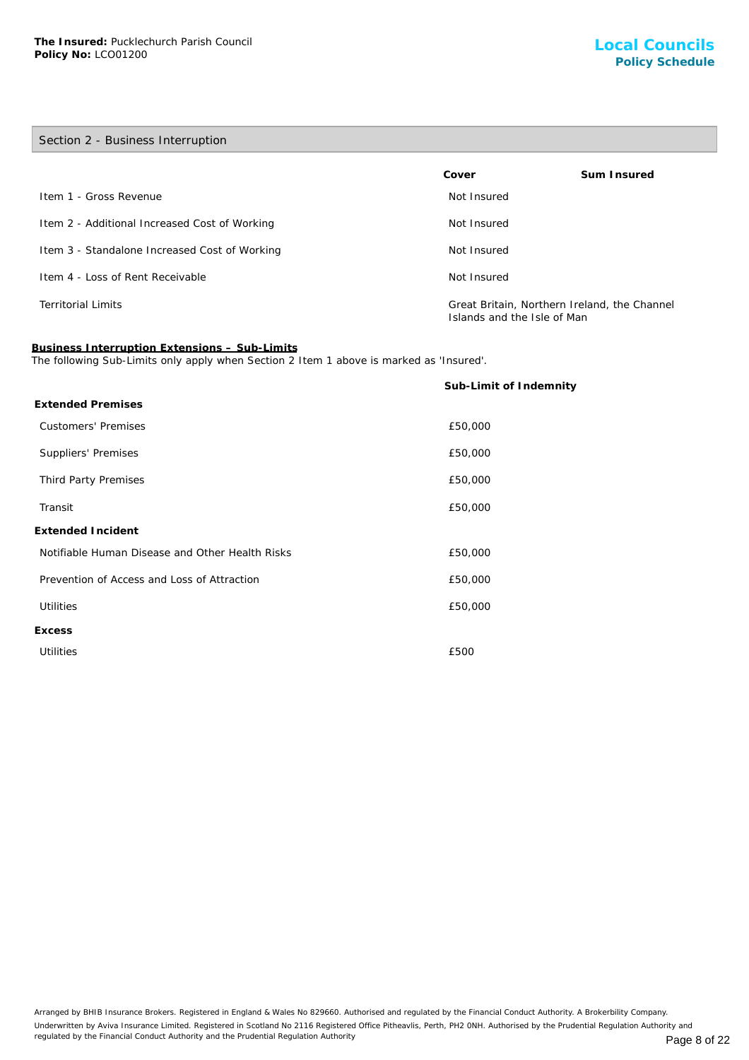**The Insured:** Pucklechurch Parish Council
**Policy No:** LCO01200

**Local Councils**
**Policy Schedule**

## Section 2 - Business Interruption

| | Cover | Sum Insured |
|---|---|---|
| Item 1 - Gross Revenue | Not Insured | |
| Item 2 - Additional Increased Cost of Working | Not Insured | |
| Item 3 - Standalone Increased Cost of Working | Not Insured | |
| Item 4 - Loss of Rent Receivable | Not Insured | |
| Territorial Limits | Great Britain, Northern Ireland, the Channel Islands and the Isle of Man | |

**Business Interruption Extensions – Sub-Limits**

The following Sub-Limits only apply when Section 2 Item 1 above is marked as 'Insured'.

| | Sub-Limit of Indemnity |
|---|---|
| **Extended Premises** | |
| Customers' Premises | £50,000 |
| Suppliers' Premises | £50,000 |
| Third Party Premises | £50,000 |
| Transit | £50,000 |
| **Extended Incident** | |
| Notifiable Human Disease and Other Health Risks | £50,000 |
| Prevention of Access and Loss of Attraction | £50,000 |
| Utilities | £50,000 |
| **Excess** | |
| Utilities | £500 |

Arranged by BHIB Insurance Brokers. Registered in England & Wales No 829660. Authorised and regulated by the Financial Conduct Authority. A Brokerbility Company.
Underwritten by Aviva Insurance Limited. Registered in Scotland No 2116 Registered Office Pitheavlis, Perth, PH2 0NH. Authorised by the Prudential Regulation Authority and regulated by the Financial Conduct Authority and the Prudential Regulation Authority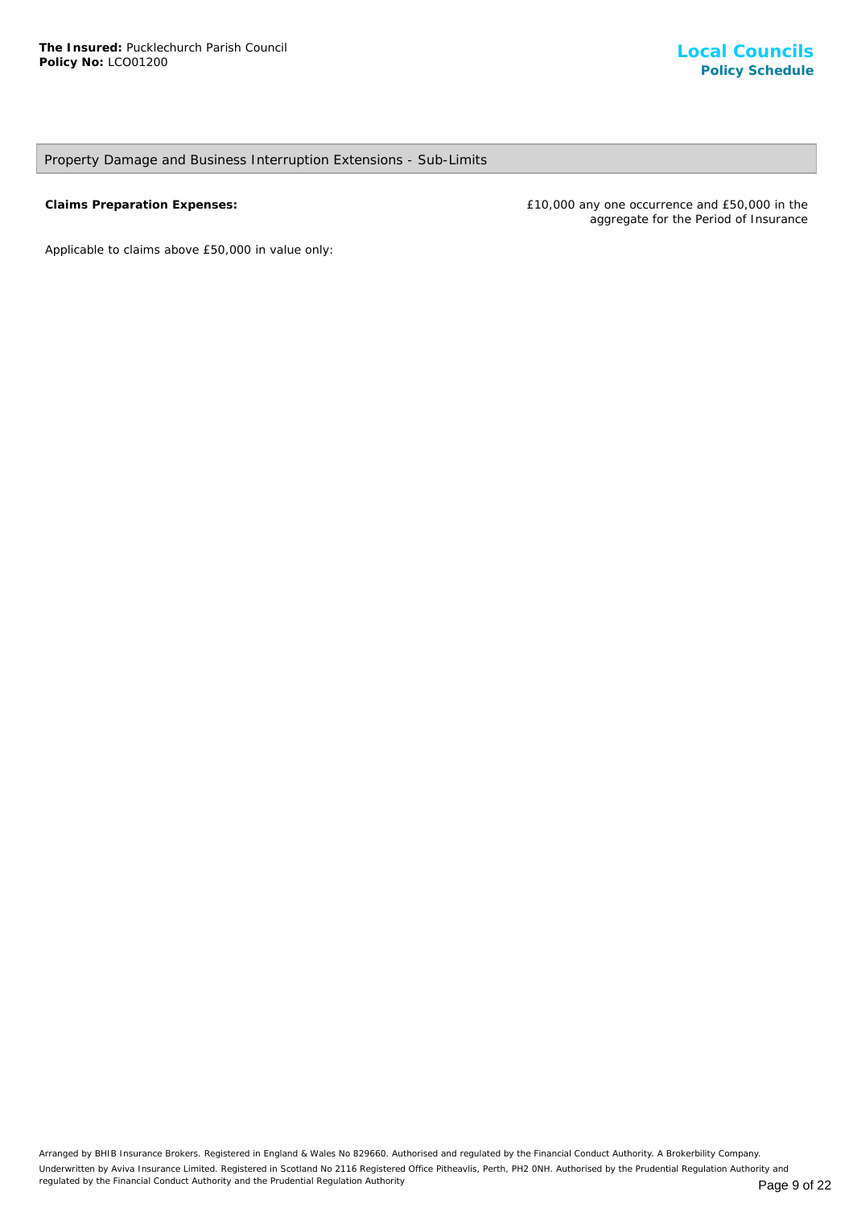## Property Damage and Business Interruption Extensions - Sub-Limits

| | |
|---|---|
| **Claims Preparation Expenses:** | £10,000 any one occurrence and £50,000 in the aggregate for the Period of Insurance |

Applicable to claims above £50,000 in value only: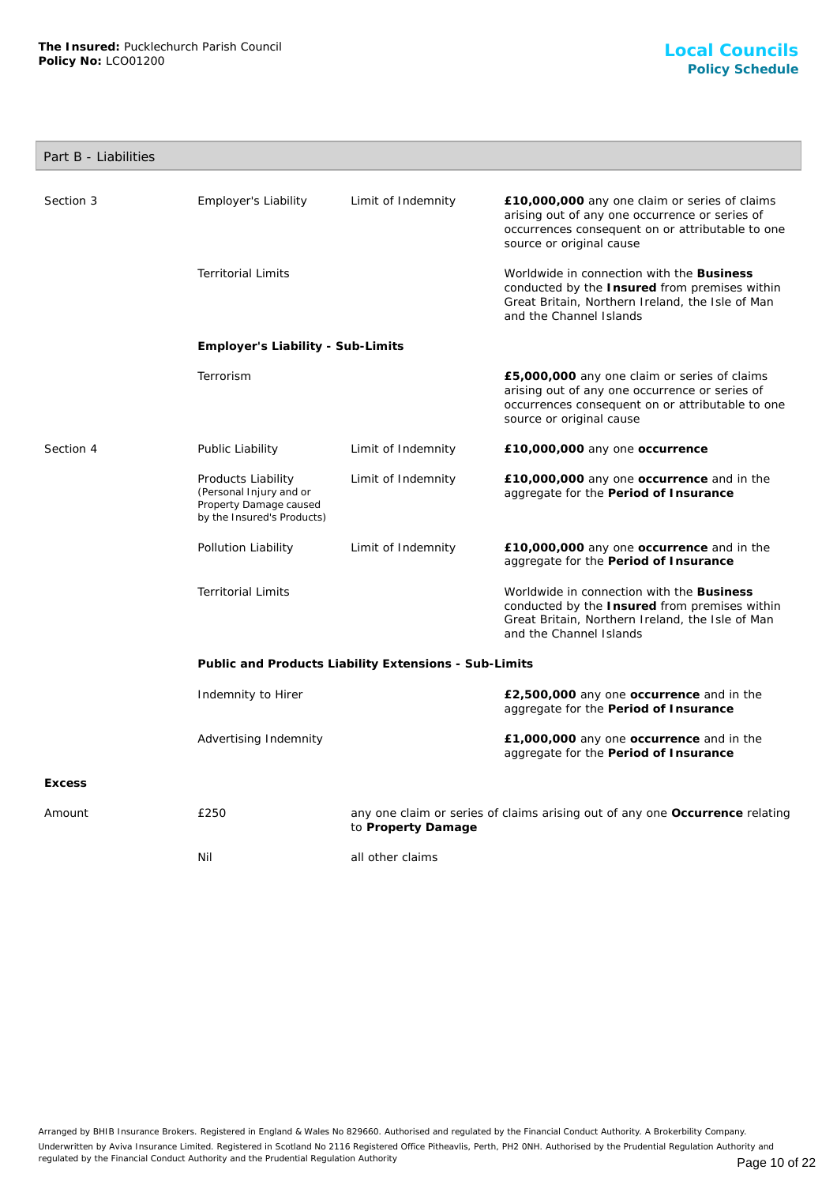**The Insured:** Pucklechurch Parish Council
**Policy No:** LCO01200

**Local Councils**
**Policy Schedule**

## Part B - Liabilities

| | | | |
|---|---|---|---|
| Section 3 | Employer's Liability | Limit of Indemnity | **£10,000,000** any one claim or series of claims arising out of any one occurrence or series of occurrences consequent on or attributable to one source or original cause |
| | Territorial Limits | | Worldwide in connection with the **Business** conducted by the **Insured** from premises within Great Britain, Northern Ireland, the Isle of Man and the Channel Islands |
| | **Employer's Liability - Sub-Limits** | | |
| | Terrorism | | **£5,000,000** any one claim or series of claims arising out of any one occurrence or series of occurrences consequent on or attributable to one source or original cause |
| Section 4 | Public Liability | Limit of Indemnity | **£10,000,000** any one **occurrence** |
| | Products Liability (Personal Injury and or Property Damage caused by the Insured's Products) | Limit of Indemnity | **£10,000,000** any one **occurrence** and in the aggregate for the **Period of Insurance** |
| | Pollution Liability | Limit of Indemnity | **£10,000,000** any one **occurrence** and in the aggregate for the **Period of Insurance** |
| | Territorial Limits | | Worldwide in connection with the **Business** conducted by the **Insured** from premises within Great Britain, Northern Ireland, the Isle of Man and the Channel Islands |
| | **Public and Products Liability Extensions - Sub-Limits** | | |
| | Indemnity to Hirer | | **£2,500,000** any one **occurrence** and in the aggregate for the **Period of Insurance** |
| | Advertising Indemnity | | **£1,000,000** any one **occurrence** and in the aggregate for the **Period of Insurance** |

**Excess**

| | | |
|---|---|---|
| Amount | £250 | any one claim or series of claims arising out of any one **Occurrence** relating to **Property Damage** |
| | Nil | all other claims |

Arranged by BHIB Insurance Brokers. Registered in England & Wales No 829660. Authorised and regulated by the Financial Conduct Authority. A Brokerbility Company.
Underwritten by Aviva Insurance Limited. Registered in Scotland No 2116 Registered Office Pitheavlis, Perth, PH2 0NH. Authorised by the Prudential Regulation Authority and regulated by the Financial Conduct Authority and the Prudential Regulation Authority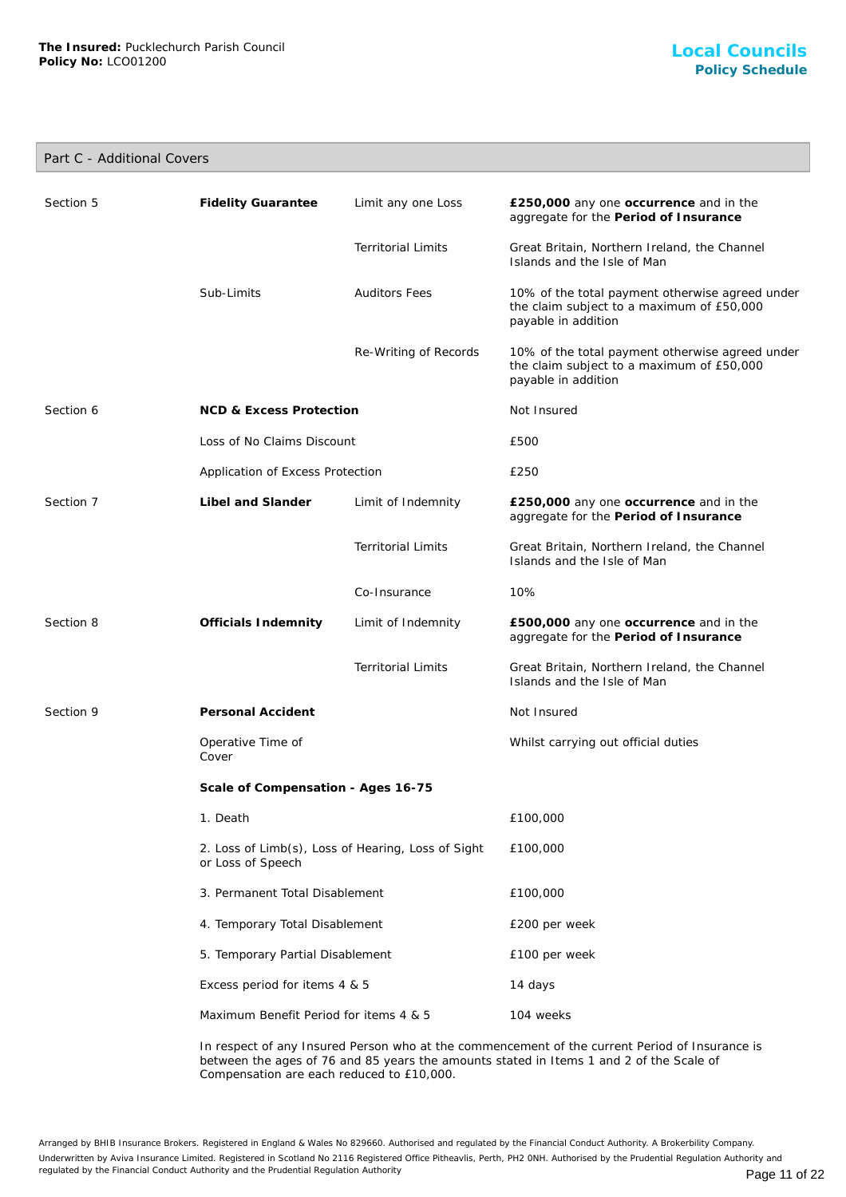**The Insured:** Pucklechurch Parish Council
**Policy No:** LCO01200

## Local Councils
### Policy Schedule

## Part C - Additional Covers

| | | | |
|---|---|---|---|
| Section 5 | **Fidelity Guarantee** | Limit any one Loss | **£250,000** any one **occurrence** and in the aggregate for the **Period of Insurance** |
| | | Territorial Limits | Great Britain, Northern Ireland, the Channel Islands and the Isle of Man |
| | Sub-Limits | Auditors Fees | 10% of the total payment otherwise agreed under the claim subject to a maximum of £50,000 payable in addition |
| | | Re-Writing of Records | 10% of the total payment otherwise agreed under the claim subject to a maximum of £50,000 payable in addition |
| Section 6 | **NCD & Excess Protection** | | Not Insured |
| | Loss of No Claims Discount | | £500 |
| | Application of Excess Protection | | £250 |
| Section 7 | **Libel and Slander** | Limit of Indemnity | **£250,000** any one **occurrence** and in the aggregate for the **Period of Insurance** |
| | | Territorial Limits | Great Britain, Northern Ireland, the Channel Islands and the Isle of Man |
| | | Co-Insurance | 10% |
| Section 8 | **Officials Indemnity** | Limit of Indemnity | **£500,000** any one **occurrence** and in the aggregate for the **Period of Insurance** |
| | | Territorial Limits | Great Britain, Northern Ireland, the Channel Islands and the Isle of Man |
| Section 9 | **Personal Accident** | | Not Insured |
| | Operative Time of Cover | | Whilst carrying out official duties |
| | **Scale of Compensation - Ages 16-75** | | |
| | 1. Death | | £100,000 |
| | 2. Loss of Limb(s), Loss of Hearing, Loss of Sight or Loss of Speech | | £100,000 |
| | 3. Permanent Total Disablement | | £100,000 |
| | 4. Temporary Total Disablement | | £200 per week |
| | 5. Temporary Partial Disablement | | £100 per week |
| | Excess period for items 4 & 5 | | 14 days |
| | Maximum Benefit Period for items 4 & 5 | | 104 weeks |

In respect of any Insured Person who at the commencement of the current Period of Insurance is between the ages of 76 and 85 years the amounts stated in Items 1 and 2 of the Scale of Compensation are each reduced to £10,000.

Arranged by BHIB Insurance Brokers. Registered in England & Wales No 829660. Authorised and regulated by the Financial Conduct Authority. A Brokerbility Company.
Underwritten by Aviva Insurance Limited. Registered in Scotland No 2116 Registered Office Pitheavlis, Perth, PH2 0NH. Authorised by the Prudential Regulation Authority and regulated by the Financial Conduct Authority and the Prudential Regulation Authority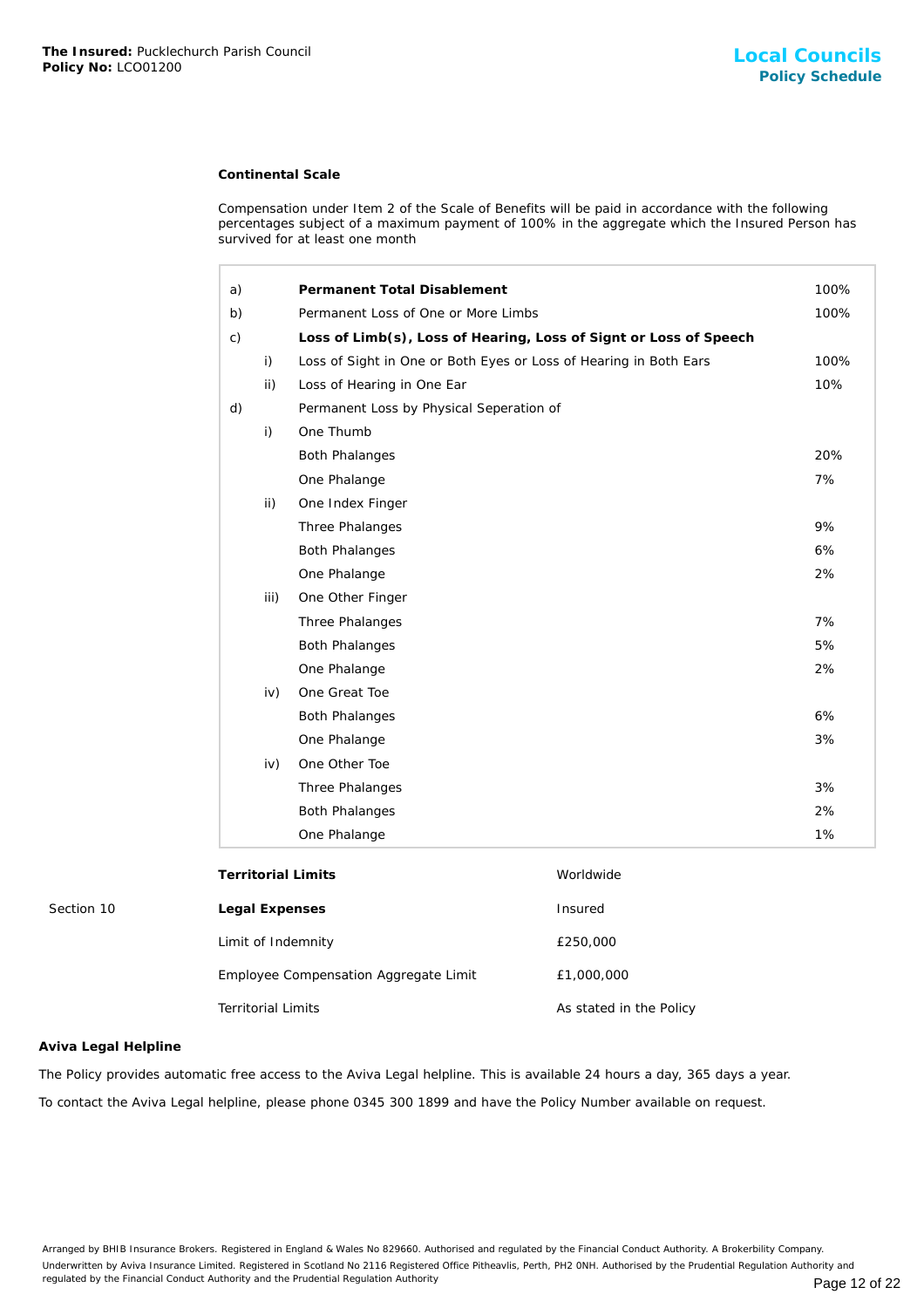**The Insured:** Pucklechurch Parish Council
**Policy No:** LCO01200

**Local Councils**
**Policy Schedule**

**Continental Scale**

Compensation under Item 2 of the Scale of Benefits will be paid in accordance with the following percentages subject of a maximum payment of 100% in the aggregate which the Insured Person has survived for at least one month

| | | | |
|---|---|---|---|
| a) | | **Permanent Total Disablement** | 100% |
| b) | | Permanent Loss of One or More Limbs | 100% |
| c) | | **Loss of Limb(s), Loss of Hearing, Loss of Signt or Loss of Speech** | |
| | i) | Loss of Sight in One or Both Eyes or Loss of Hearing in Both Ears | 100% |
| | ii) | Loss of Hearing in One Ear | 10% |
| d) | | Permanent Loss by Physical Seperation of | |
| | i) | One Thumb | |
| | | Both Phalanges | 20% |
| | | One Phalange | 7% |
| | ii) | One Index Finger | |
| | | Three Phalanges | 9% |
| | | Both Phalanges | 6% |
| | | One Phalange | 2% |
| | iii) | One Other Finger | |
| | | Three Phalanges | 7% |
| | | Both Phalanges | 5% |
| | | One Phalange | 2% |
| | iv) | One Great Toe | |
| | | Both Phalanges | 6% |
| | | One Phalange | 3% |
| | iv) | One Other Toe | |
| | | Three Phalanges | 3% |
| | | Both Phalanges | 2% |
| | | One Phalange | 1% |

| | | |
|---|---|---|
| | **Territorial Limits** | Worldwide |
| Section 10 | **Legal Expenses** | Insured |
| | Limit of Indemnity | £250,000 |
| | Employee Compensation Aggregate Limit | £1,000,000 |
| | Territorial Limits | As stated in the Policy |

**Aviva Legal Helpline**

The Policy provides automatic free access to the Aviva Legal helpline. This is available 24 hours a day, 365 days a year.

To contact the Aviva Legal helpline, please phone 0345 300 1899 and have the Policy Number available on request.

Arranged by BHIB Insurance Brokers. Registered in England & Wales No 829660. Authorised and regulated by the Financial Conduct Authority. A Brokerbility Company.
Underwritten by Aviva Insurance Limited. Registered in Scotland No 2116 Registered Office Pitheavlis, Perth, PH2 0NH. Authorised by the Prudential Regulation Authority and regulated by the Financial Conduct Authority and the Prudential Regulation Authority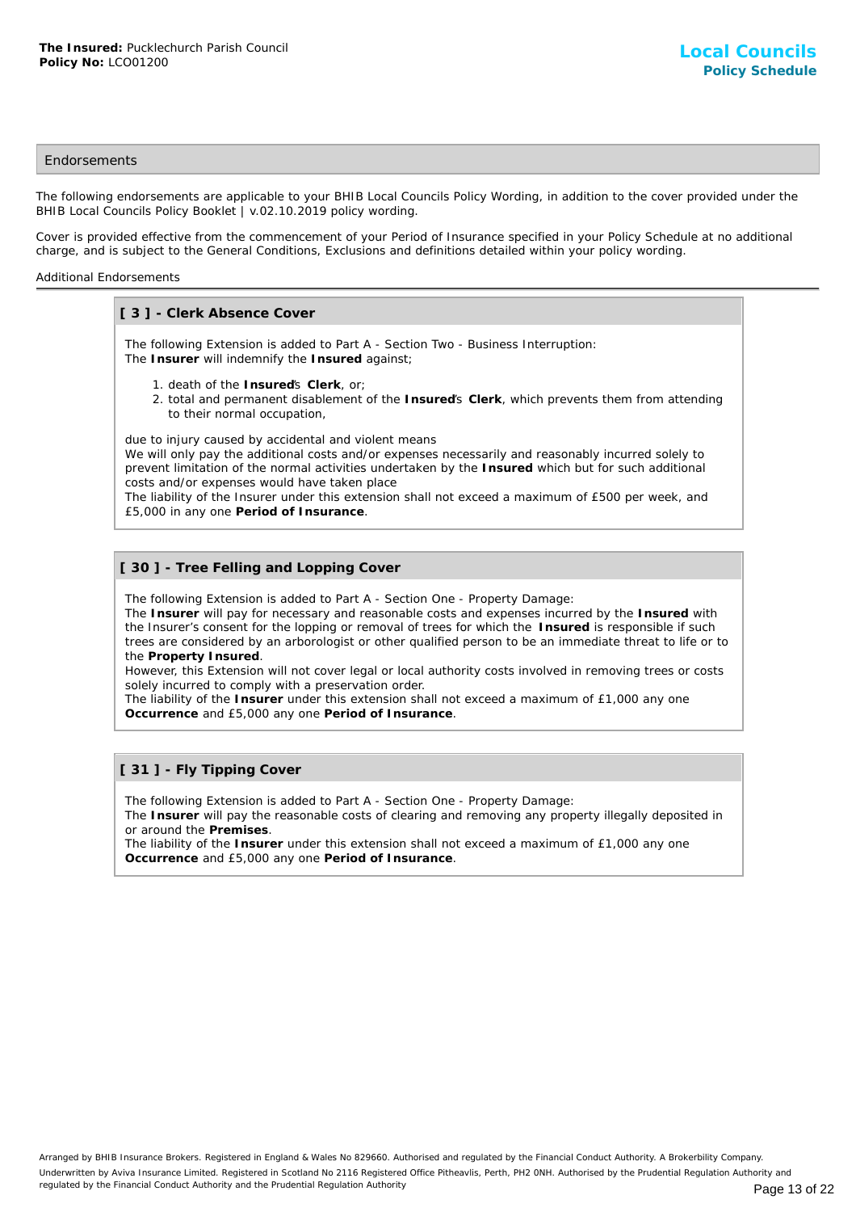## Endorsements

The following endorsements are applicable to your BHIB Local Councils Policy Wording, in addition to the cover provided under the BHIB Local Councils Policy Booklet | v.02.10.2019 policy wording.

Cover is provided effective from the commencement of your Period of Insurance specified in your Policy Schedule at no additional charge, and is subject to the General Conditions, Exclusions and definitions detailed within your policy wording.

Additional Endorsements

### [ 3 ] - Clerk Absence Cover

The following Extension is added to Part A - Section Two - Business Interruption:
The **Insurer** will indemnify the **Insured** against;

1. death of the **Insured**'s **Clerk**, or;
2. total and permanent disablement of the **Insured**'s **Clerk**, which prevents them from attending to their normal occupation,

due to injury caused by accidental and violent means
We will only pay the additional costs and/or expenses necessarily and reasonably incurred solely to prevent limitation of the normal activities undertaken by the **Insured** which but for such additional costs and/or expenses would have taken place
The liability of the Insurer under this extension shall not exceed a maximum of £500 per week, and £5,000 in any one **Period of Insurance**.

### [ 30 ] - Tree Felling and Lopping Cover

The following Extension is added to Part A - Section One - Property Damage:
The **Insurer** will pay for necessary and reasonable costs and expenses incurred by the **Insured** with the Insurer's consent for the lopping or removal of trees for which the **Insured** is responsible if such trees are considered by an arborologist or other qualified person to be an immediate threat to life or to the **Property Insured**.
However, this Extension will not cover legal or local authority costs involved in removing trees or costs solely incurred to comply with a preservation order.
The liability of the **Insurer** under this extension shall not exceed a maximum of £1,000 any one **Occurrence** and £5,000 any one **Period of Insurance**.

### [ 31 ] - Fly Tipping Cover

The following Extension is added to Part A - Section One - Property Damage:
The **Insurer** will pay the reasonable costs of clearing and removing any property illegally deposited in or around the **Premises**.
The liability of the **Insurer** under this extension shall not exceed a maximum of £1,000 any one **Occurrence** and £5,000 any one **Period of Insurance**.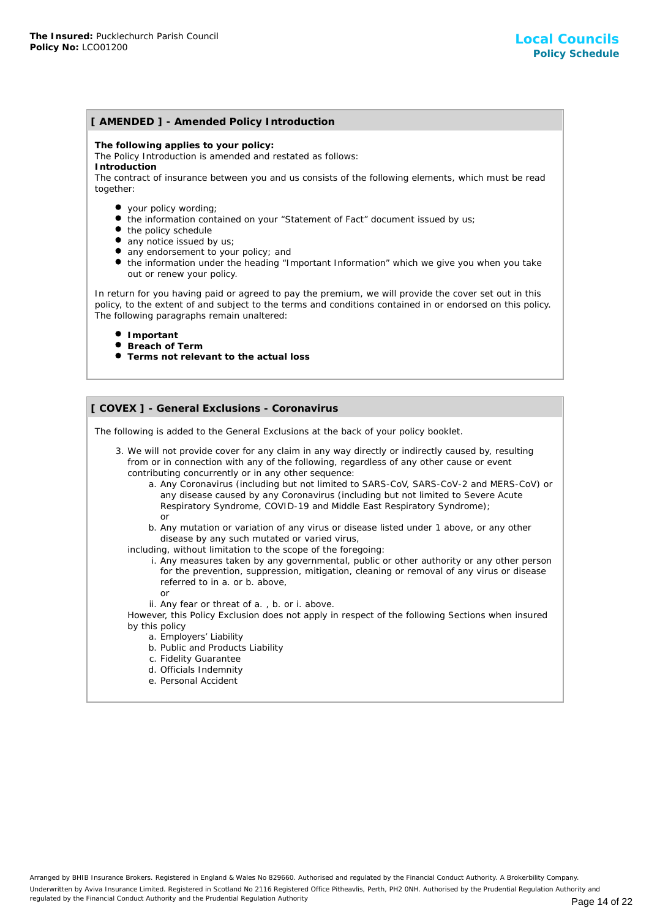## [ AMENDED ] - Amended Policy Introduction

**The following applies to your policy:**
The Policy Introduction is amended and restated as follows:
**Introduction**
The contract of insurance between you and us consists of the following elements, which must be read together:

- your policy wording;
- the information contained on your "Statement of Fact" document issued by us;
- the policy schedule
- any notice issued by us;
- any endorsement to your policy; and
- the information under the heading "Important Information" which we give you when you take out or renew your policy.

In return for you having paid or agreed to pay the premium, we will provide the cover set out in this policy, to the extent of and subject to the terms and conditions contained in or endorsed on this policy. The following paragraphs remain unaltered:

- **Important**
- **Breach of Term**
- **Terms not relevant to the actual loss**

## [ COVEX ] - General Exclusions - Coronavirus

The following is added to the General Exclusions at the back of your policy booklet.

3. We will not provide cover for any claim in any way directly or indirectly caused by, resulting from or in connection with any of the following, regardless of any other cause or event contributing concurrently or in any other sequence:
   a. Any Coronavirus (including but not limited to SARS-CoV, SARS-CoV-2 and MERS-CoV) or any disease caused by any Coronavirus (including but not limited to Severe Acute Respiratory Syndrome, COVID-19 and Middle East Respiratory Syndrome);
   or
   b. Any mutation or variation of any virus or disease listed under 1 above, or any other disease by any such mutated or varied virus,

   including, without limitation to the scope of the foregoing:
   i. Any measures taken by any governmental, public or other authority or any other person for the prevention, suppression, mitigation, cleaning or removal of any virus or disease referred to in a. or b. above,
   or
   ii. Any fear or threat of a. , b. or i. above.

   However, this Policy Exclusion does not apply in respect of the following Sections when insured by this policy
   a. Employers' Liability
   b. Public and Products Liability
   c. Fidelity Guarantee
   d. Officials Indemnity
   e. Personal Accident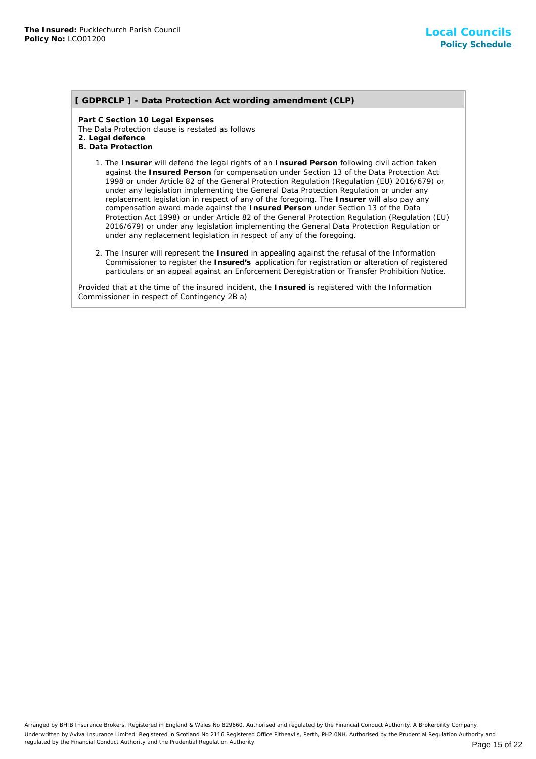## [ GDPRCLP ] - Data Protection Act wording amendment (CLP)

**Part C Section 10 Legal Expenses**
The Data Protection clause is restated as follows
**2. Legal defence**
**B. Data Protection**

1. The **Insurer** will defend the legal rights of an **Insured Person** following civil action taken against the **Insured Person** for compensation under Section 13 of the Data Protection Act 1998 or under Article 82 of the General Protection Regulation (Regulation (EU) 2016/679) or under any legislation implementing the General Data Protection Regulation or under any replacement legislation in respect of any of the foregoing. The **Insurer** will also pay any compensation award made against the **Insured Person** under Section 13 of the Data Protection Act 1998) or under Article 82 of the General Protection Regulation (Regulation (EU) 2016/679) or under any legislation implementing the General Data Protection Regulation or under any replacement legislation in respect of any of the foregoing.

2. The Insurer will represent the **Insured** in appealing against the refusal of the Information Commissioner to register the **Insured's** application for registration or alteration of registered particulars or an appeal against an Enforcement Deregistration or Transfer Prohibition Notice.

Provided that at the time of the insured incident, the **Insured** is registered with the Information Commissioner in respect of Contingency 2B a)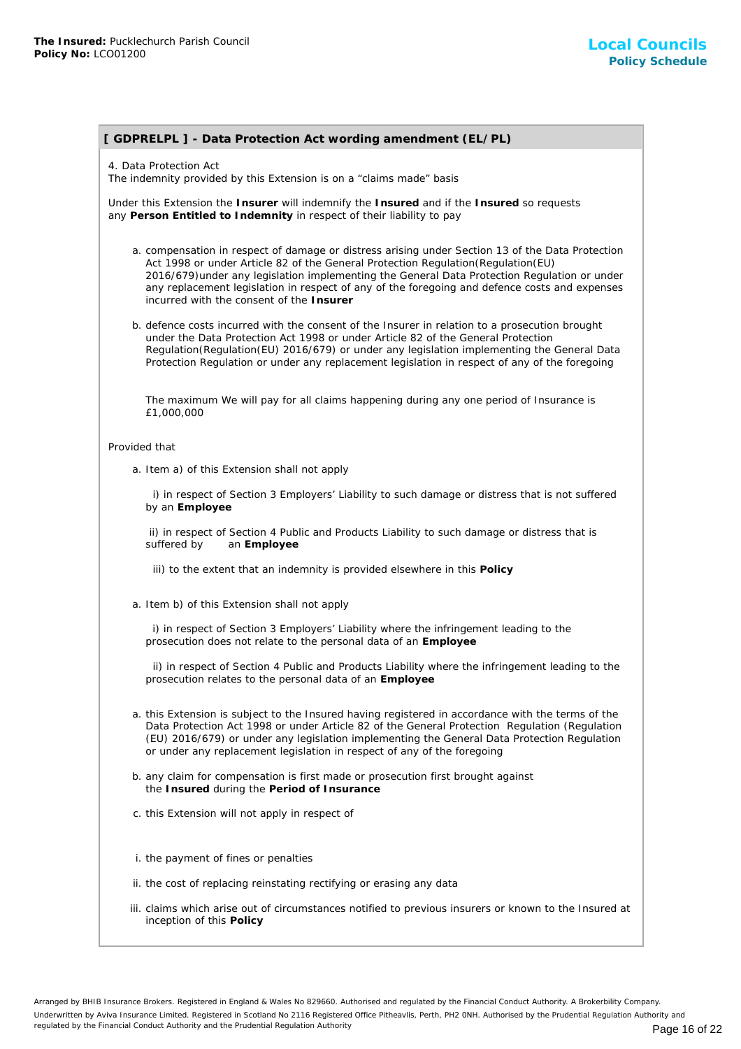## [ GDPRELPL ] - Data Protection Act wording amendment (EL/PL)

4. Data Protection Act
The indemnity provided by this Extension is on a "claims made" basis

Under this Extension the **Insurer** will indemnify the **Insured** and if the **Insured** so requests any **Person Entitled to Indemnity** in respect of their liability to pay

a. compensation in respect of damage or distress arising under Section 13 of the Data Protection Act 1998 or under Article 82 of the General Protection Regulation(Regulation(EU) 2016/679)under any legislation implementing the General Data Protection Regulation or under any replacement legislation in respect of any of the foregoing and defence costs and expenses incurred with the consent of the **Insurer**

b. defence costs incurred with the consent of the Insurer in relation to a prosecution brought under the Data Protection Act 1998 or under Article 82 of the General Protection Regulation(Regulation(EU) 2016/679) or under any legislation implementing the General Data Protection Regulation or under any replacement legislation in respect of any of the foregoing

The maximum We will pay for all claims happening during any one period of Insurance is £1,000,000

Provided that

a. Item a) of this Extension shall not apply

i) in respect of Section 3 Employers' Liability to such damage or distress that is not suffered by an **Employee**

ii) in respect of Section 4 Public and Products Liability to such damage or distress that is suffered by an **Employee**

iii) to the extent that an indemnity is provided elsewhere in this **Policy**

a. Item b) of this Extension shall not apply

i) in respect of Section 3 Employers' Liability where the infringement leading to the prosecution does not relate to the personal data of an **Employee**

ii) in respect of Section 4 Public and Products Liability where the infringement leading to the prosecution relates to the personal data of an **Employee**

a. this Extension is subject to the Insured having registered in accordance with the terms of the Data Protection Act 1998 or under Article 82 of the General Protection Regulation (Regulation (EU) 2016/679) or under any legislation implementing the General Data Protection Regulation or under any replacement legislation in respect of any of the foregoing

b. any claim for compensation is first made or prosecution first brought against the **Insured** during the **Period of Insurance**

c. this Extension will not apply in respect of

i. the payment of fines or penalties

ii. the cost of replacing reinstating rectifying or erasing any data

iii. claims which arise out of circumstances notified to previous insurers or known to the Insured at inception of this **Policy**

Arranged by BHIB Insurance Brokers. Registered in England & Wales No 829660. Authorised and regulated by the Financial Conduct Authority. A Brokerbility Company.
Underwritten by Aviva Insurance Limited. Registered in Scotland No 2116 Registered Office Pitheavlis, Perth, PH2 0NH. Authorised by the Prudential Regulation Authority and regulated by the Financial Conduct Authority and the Prudential Regulation Authority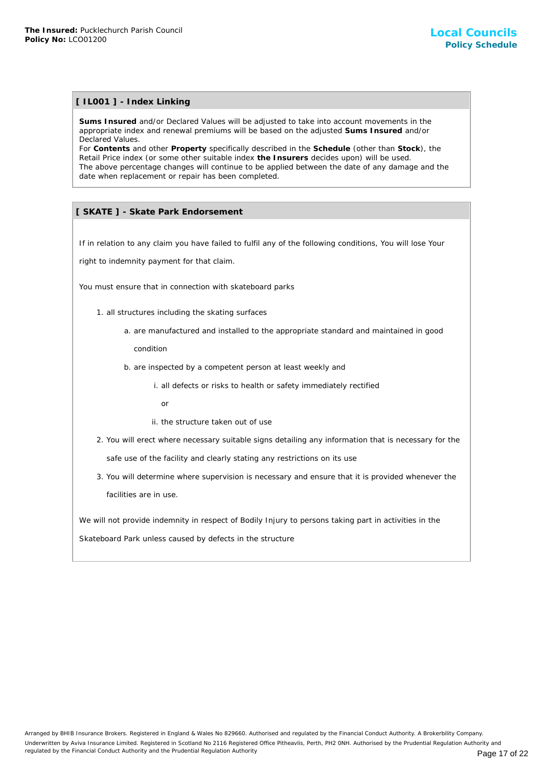## [ IL001 ] - Index Linking

**Sums Insured** and/or Declared Values will be adjusted to take into account movements in the appropriate index and renewal premiums will be based on the adjusted **Sums Insured** and/or Declared Values.
For **Contents** and other **Property** specifically described in the **Schedule** (other than **Stock**), the Retail Price index (or some other suitable index **the Insurers** decides upon) will be used.
The above percentage changes will continue to be applied between the date of any damage and the date when replacement or repair has been completed.

## [ SKATE ] - Skate Park Endorsement

If in relation to any claim you have failed to fulfil any of the following conditions, You will lose Your right to indemnity payment for that claim.

You must ensure that in connection with skateboard parks

1. all structures including the skating surfaces
    a. are manufactured and installed to the appropriate standard and maintained in good condition
    b. are inspected by a competent person at least weekly and
        i. all defects or risks to health or safety immediately rectified

           or

        ii. the structure taken out of use
2. You will erect where necessary suitable signs detailing any information that is necessary for the safe use of the facility and clearly stating any restrictions on its use
3. You will determine where supervision is necessary and ensure that it is provided whenever the facilities are in use.

We will not provide indemnity in respect of Bodily Injury to persons taking part in activities in the Skateboard Park unless caused by defects in the structure

Arranged by BHIB Insurance Brokers. Registered in England & Wales No 829660. Authorised and regulated by the Financial Conduct Authority. A Brokerbility Company.
Underwritten by Aviva Insurance Limited. Registered in Scotland No 2116 Registered Office Pitheavlis, Perth, PH2 0NH. Authorised by the Prudential Regulation Authority and regulated by the Financial Conduct Authority and the Prudential Regulation Authority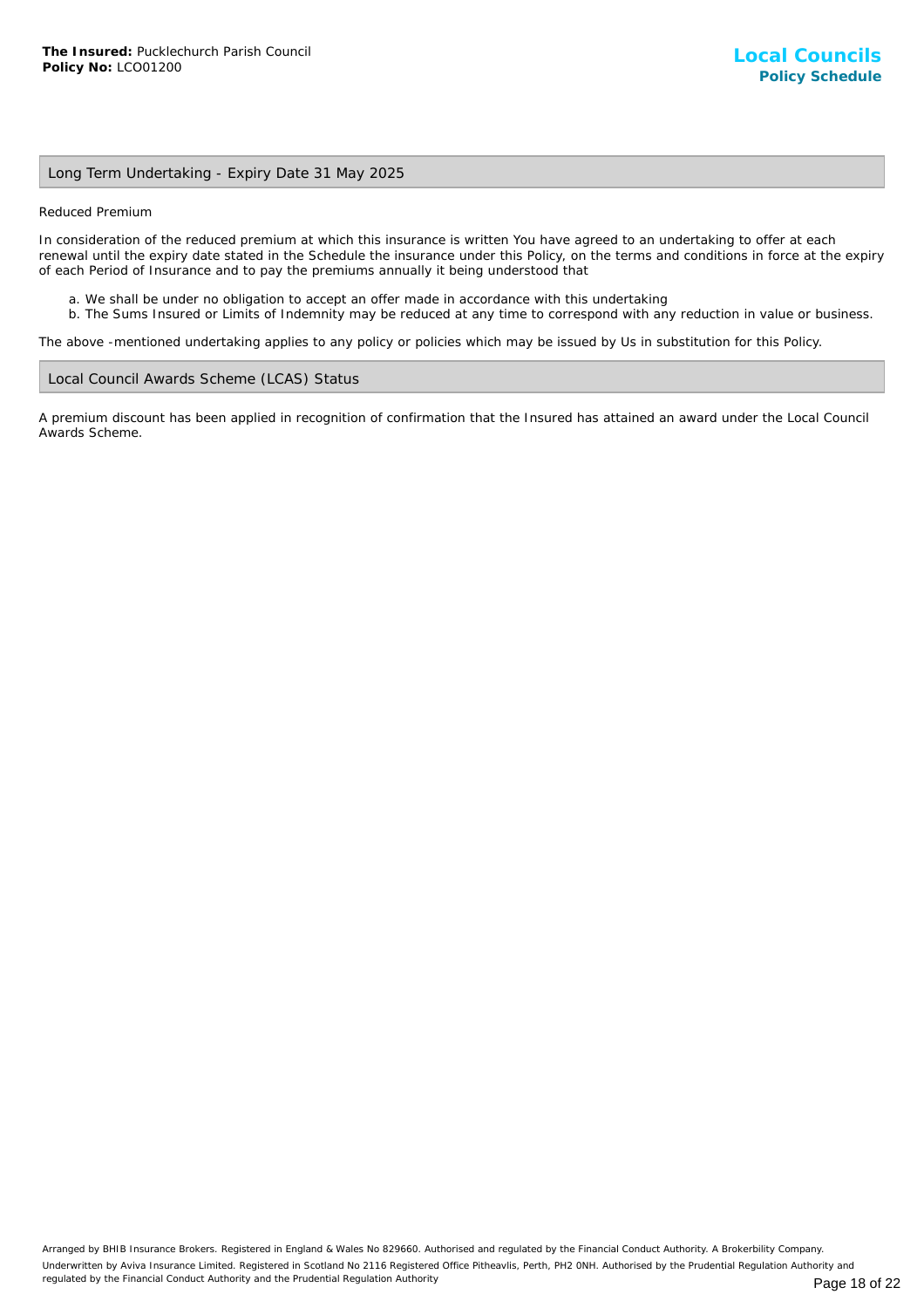## Long Term Undertaking - Expiry Date 31 May 2025

Reduced Premium

In consideration of the reduced premium at which this insurance is written You have agreed to an undertaking to offer at each renewal until the expiry date stated in the Schedule the insurance under this Policy, on the terms and conditions in force at the expiry of each Period of Insurance and to pay the premiums annually it being understood that

a. We shall be under no obligation to accept an offer made in accordance with this undertaking
b. The Sums Insured or Limits of Indemnity may be reduced at any time to correspond with any reduction in value or business.

The above -mentioned undertaking applies to any policy or policies which may be issued by Us in substitution for this Policy.

## Local Council Awards Scheme (LCAS) Status

A premium discount has been applied in recognition of confirmation that the Insured has attained an award under the Local Council Awards Scheme.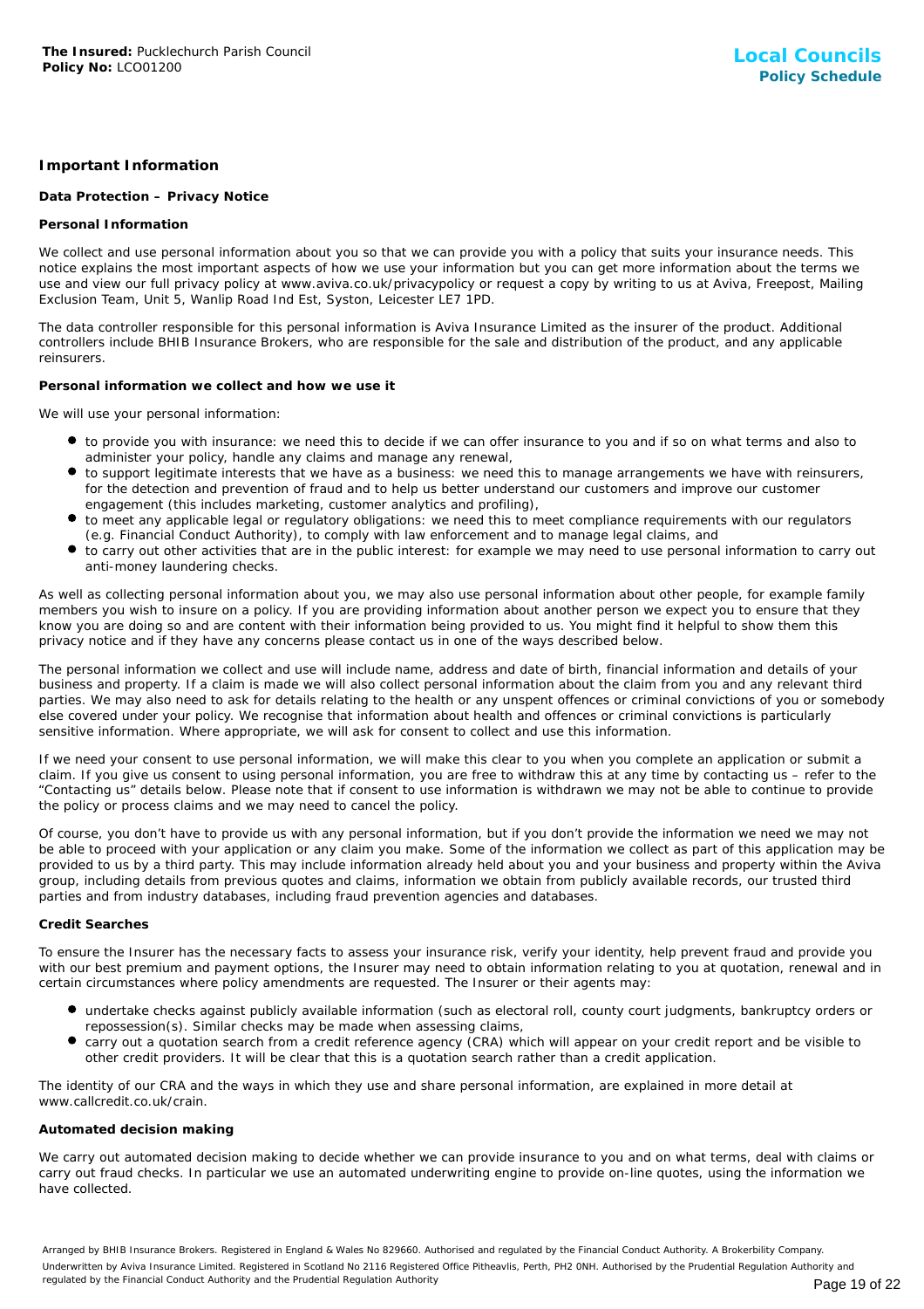## Important Information

### Data Protection – Privacy Notice

#### Personal Information

We collect and use personal information about you so that we can provide you with a policy that suits your insurance needs. This notice explains the most important aspects of how we use your information but you can get more information about the terms we use and view our full privacy policy at www.aviva.co.uk/privacypolicy or request a copy by writing to us at Aviva, Freepost, Mailing Exclusion Team, Unit 5, Wanlip Road Ind Est, Syston, Leicester LE7 1PD.

The data controller responsible for this personal information is Aviva Insurance Limited as the insurer of the product. Additional controllers include BHIB Insurance Brokers, who are responsible for the sale and distribution of the product, and any applicable reinsurers.

#### Personal information we collect and how we use it

We will use your personal information:

- to provide you with insurance: we need this to decide if we can offer insurance to you and if so on what terms and also to administer your policy, handle any claims and manage any renewal,
- to support legitimate interests that we have as a business: we need this to manage arrangements we have with reinsurers, for the detection and prevention of fraud and to help us better understand our customers and improve our customer engagement (this includes marketing, customer analytics and profiling),
- to meet any applicable legal or regulatory obligations: we need this to meet compliance requirements with our regulators (e.g. Financial Conduct Authority), to comply with law enforcement and to manage legal claims, and
- to carry out other activities that are in the public interest: for example we may need to use personal information to carry out anti-money laundering checks.

As well as collecting personal information about you, we may also use personal information about other people, for example family members you wish to insure on a policy. If you are providing information about another person we expect you to ensure that they know you are doing so and are content with their information being provided to us. You might find it helpful to show them this privacy notice and if they have any concerns please contact us in one of the ways described below.

The personal information we collect and use will include name, address and date of birth, financial information and details of your business and property. If a claim is made we will also collect personal information about the claim from you and any relevant third parties. We may also need to ask for details relating to the health or any unspent offences or criminal convictions of you or somebody else covered under your policy. We recognise that information about health and offences or criminal convictions is particularly sensitive information. Where appropriate, we will ask for consent to collect and use this information.

If we need your consent to use personal information, we will make this clear to you when you complete an application or submit a claim. If you give us consent to using personal information, you are free to withdraw this at any time by contacting us – refer to the "Contacting us" details below. Please note that if consent to use information is withdrawn we may not be able to continue to provide the policy or process claims and we may need to cancel the policy.

Of course, you don't have to provide us with any personal information, but if you don't provide the information we need we may not be able to proceed with your application or any claim you make. Some of the information we collect as part of this application may be provided to us by a third party. This may include information already held about you and your business and property within the Aviva group, including details from previous quotes and claims, information we obtain from publicly available records, our trusted third parties and from industry databases, including fraud prevention agencies and databases.

#### Credit Searches

To ensure the Insurer has the necessary facts to assess your insurance risk, verify your identity, help prevent fraud and provide you with our best premium and payment options, the Insurer may need to obtain information relating to you at quotation, renewal and in certain circumstances where policy amendments are requested. The Insurer or their agents may:

- undertake checks against publicly available information (such as electoral roll, county court judgments, bankruptcy orders or repossession(s). Similar checks may be made when assessing claims,
- carry out a quotation search from a credit reference agency (CRA) which will appear on your credit report and be visible to other credit providers. It will be clear that this is a quotation search rather than a credit application.

The identity of our CRA and the ways in which they use and share personal information, are explained in more detail at www.callcredit.co.uk/crain.

#### Automated decision making

We carry out automated decision making to decide whether we can provide insurance to you and on what terms, deal with claims or carry out fraud checks. In particular we use an automated underwriting engine to provide on-line quotes, using the information we have collected.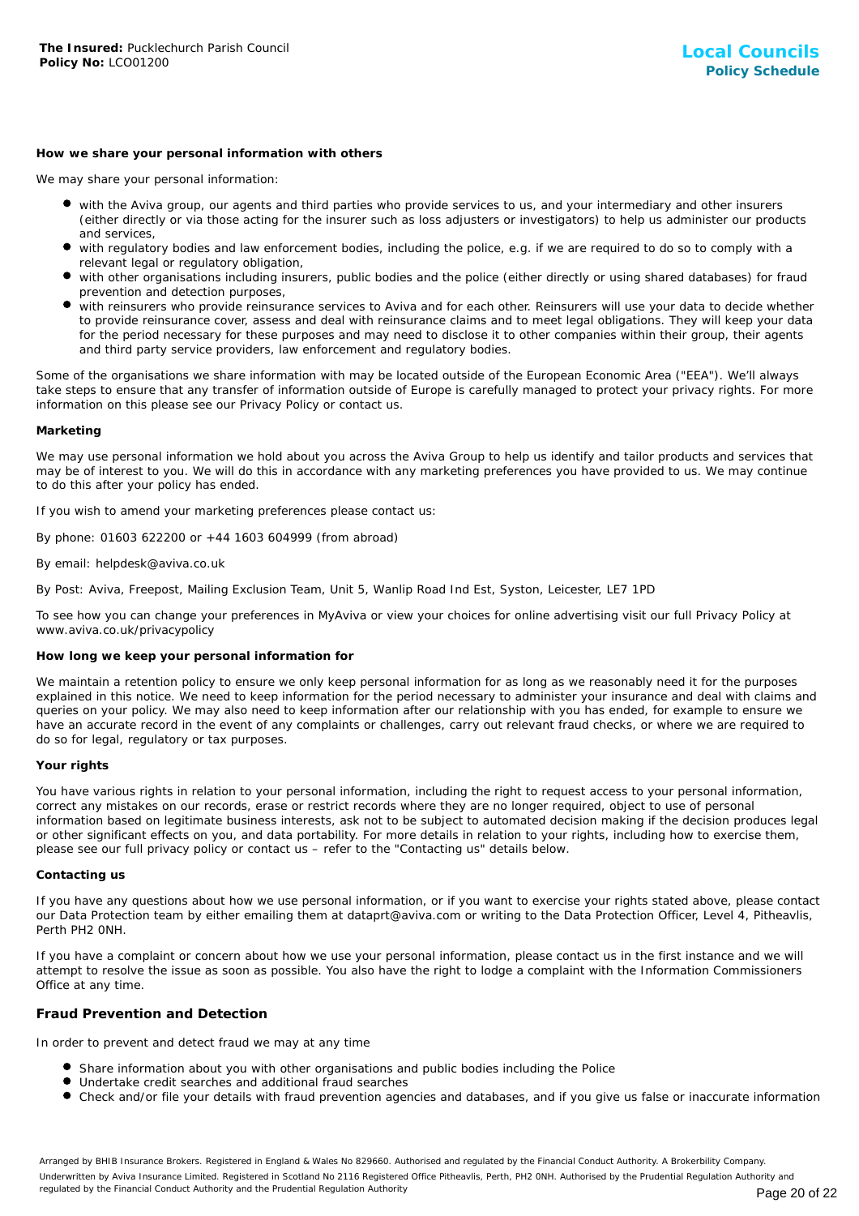### How we share your personal information with others

We may share your personal information:

- with the Aviva group, our agents and third parties who provide services to us, and your intermediary and other insurers (either directly or via those acting for the insurer such as loss adjusters or investigators) to help us administer our products and services,
- with regulatory bodies and law enforcement bodies, including the police, e.g. if we are required to do so to comply with a relevant legal or regulatory obligation,
- with other organisations including insurers, public bodies and the police (either directly or using shared databases) for fraud prevention and detection purposes,
- with reinsurers who provide reinsurance services to Aviva and for each other. Reinsurers will use your data to decide whether to provide reinsurance cover, assess and deal with reinsurance claims and to meet legal obligations. They will keep your data for the period necessary for these purposes and may need to disclose it to other companies within their group, their agents and third party service providers, law enforcement and regulatory bodies.

Some of the organisations we share information with may be located outside of the European Economic Area ("EEA"). We'll always take steps to ensure that any transfer of information outside of Europe is carefully managed to protect your privacy rights. For more information on this please see our Privacy Policy or contact us.

### Marketing

We may use personal information we hold about you across the Aviva Group to help us identify and tailor products and services that may be of interest to you. We will do this in accordance with any marketing preferences you have provided to us. We may continue to do this after your policy has ended.

If you wish to amend your marketing preferences please contact us:

By phone: 01603 622200 or +44 1603 604999 (from abroad)

By email: helpdesk@aviva.co.uk

By Post: Aviva, Freepost, Mailing Exclusion Team, Unit 5, Wanlip Road Ind Est, Syston, Leicester, LE7 1PD

To see how you can change your preferences in MyAviva or view your choices for online advertising visit our full Privacy Policy at www.aviva.co.uk/privacypolicy

### How long we keep your personal information for

We maintain a retention policy to ensure we only keep personal information for as long as we reasonably need it for the purposes explained in this notice. We need to keep information for the period necessary to administer your insurance and deal with claims and queries on your policy. We may also need to keep information after our relationship with you has ended, for example to ensure we have an accurate record in the event of any complaints or challenges, carry out relevant fraud checks, or where we are required to do so for legal, regulatory or tax purposes.

### Your rights

You have various rights in relation to your personal information, including the right to request access to your personal information, correct any mistakes on our records, erase or restrict records where they are no longer required, object to use of personal information based on legitimate business interests, ask not to be subject to automated decision making if the decision produces legal or other significant effects on you, and data portability. For more details in relation to your rights, including how to exercise them, please see our full privacy policy or contact us – refer to the "Contacting us" details below.

### Contacting us

If you have any questions about how we use personal information, or if you want to exercise your rights stated above, please contact our Data Protection team by either emailing them at dataprt@aviva.com or writing to the Data Protection Officer, Level 4, Pitheavlis, Perth PH2 0NH.

If you have a complaint or concern about how we use your personal information, please contact us in the first instance and we will attempt to resolve the issue as soon as possible. You also have the right to lodge a complaint with the Information Commissioners Office at any time.

## Fraud Prevention and Detection

In order to prevent and detect fraud we may at any time

- Share information about you with other organisations and public bodies including the Police
- Undertake credit searches and additional fraud searches
- Check and/or file your details with fraud prevention agencies and databases, and if you give us false or inaccurate information

Arranged by BHIB Insurance Brokers. Registered in England & Wales No 829660. Authorised and regulated by the Financial Conduct Authority. A Brokerbility Company.
Underwritten by Aviva Insurance Limited. Registered in Scotland No 2116 Registered Office Pitheavlis, Perth, PH2 0NH. Authorised by the Prudential Regulation Authority and regulated by the Financial Conduct Authority and the Prudential Regulation Authority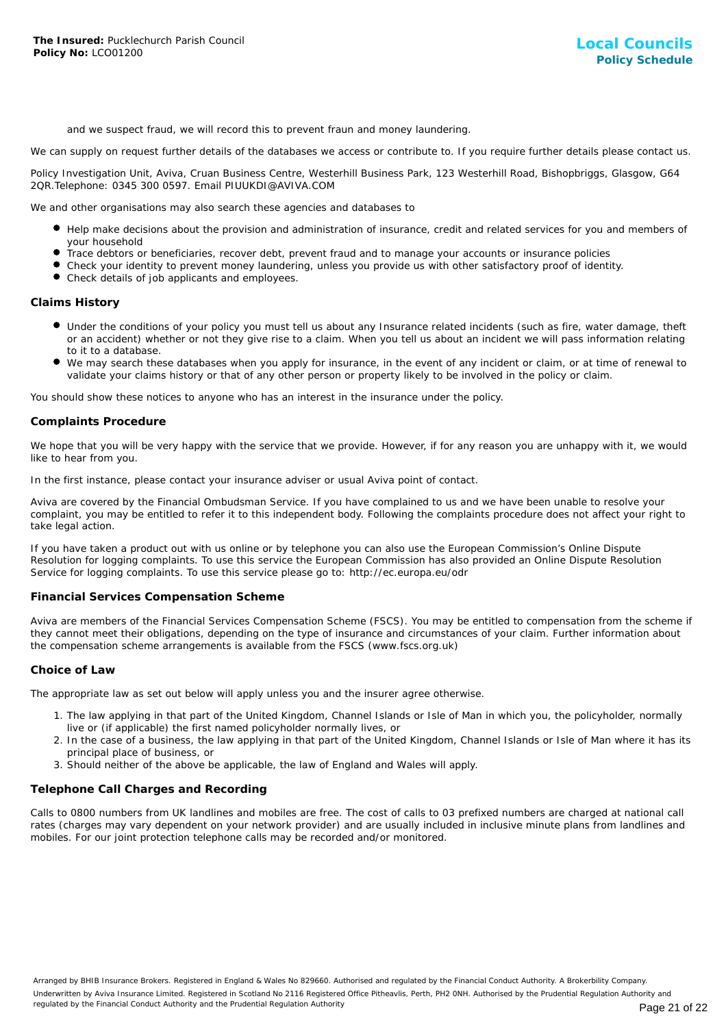and we suspect fraud, we will record this to prevent fraun and money laundering.

We can supply on request further details of the databases we access or contribute to. If you require further details please contact us.

Policy Investigation Unit, Aviva, Cruan Business Centre, Westerhill Business Park, 123 Westerhill Road, Bishopbriggs, Glasgow, G64 2QR.Telephone: 0345 300 0597. Email PIUUKDI@AVIVA.COM

We and other organisations may also search these agencies and databases to

- Help make decisions about the provision and administration of insurance, credit and related services for you and members of your household
- Trace debtors or beneficiaries, recover debt, prevent fraud and to manage your accounts or insurance policies
- Check your identity to prevent money laundering, unless you provide us with other satisfactory proof of identity.
- Check details of job applicants and employees.

### Claims History

- Under the conditions of your policy you must tell us about any Insurance related incidents (such as fire, water damage, theft or an accident) whether or not they give rise to a claim. When you tell us about an incident we will pass information relating to it to a database.
- We may search these databases when you apply for insurance, in the event of any incident or claim, or at time of renewal to validate your claims history or that of any other person or property likely to be involved in the policy or claim.

You should show these notices to anyone who has an interest in the insurance under the policy.

### Complaints Procedure

We hope that you will be very happy with the service that we provide. However, if for any reason you are unhappy with it, we would like to hear from you.

In the first instance, please contact your insurance adviser or usual Aviva point of contact.

Aviva are covered by the Financial Ombudsman Service. If you have complained to us and we have been unable to resolve your complaint, you may be entitled to refer it to this independent body. Following the complaints procedure does not affect your right to take legal action.

If you have taken a product out with us online or by telephone you can also use the European Commission's Online Dispute Resolution for logging complaints. To use this service the European Commission has also provided an Online Dispute Resolution Service for logging complaints. To use this service please go to: http://ec.europa.eu/odr

### Financial Services Compensation Scheme

Aviva are members of the Financial Services Compensation Scheme (FSCS). You may be entitled to compensation from the scheme if they cannot meet their obligations, depending on the type of insurance and circumstances of your claim. Further information about the compensation scheme arrangements is available from the FSCS (www.fscs.org.uk)

### Choice of Law

The appropriate law as set out below will apply unless you and the insurer agree otherwise.

1. The law applying in that part of the United Kingdom, Channel Islands or Isle of Man in which you, the policyholder, normally live or (if applicable) the first named policyholder normally lives, or
2. In the case of a business, the law applying in that part of the United Kingdom, Channel Islands or Isle of Man where it has its principal place of business, or
3. Should neither of the above be applicable, the law of England and Wales will apply.

### Telephone Call Charges and Recording

Calls to 0800 numbers from UK landlines and mobiles are free. The cost of calls to 03 prefixed numbers are charged at national call rates (charges may vary dependent on your network provider) and are usually included in inclusive minute plans from landlines and mobiles. For our joint protection telephone calls may be recorded and/or monitored.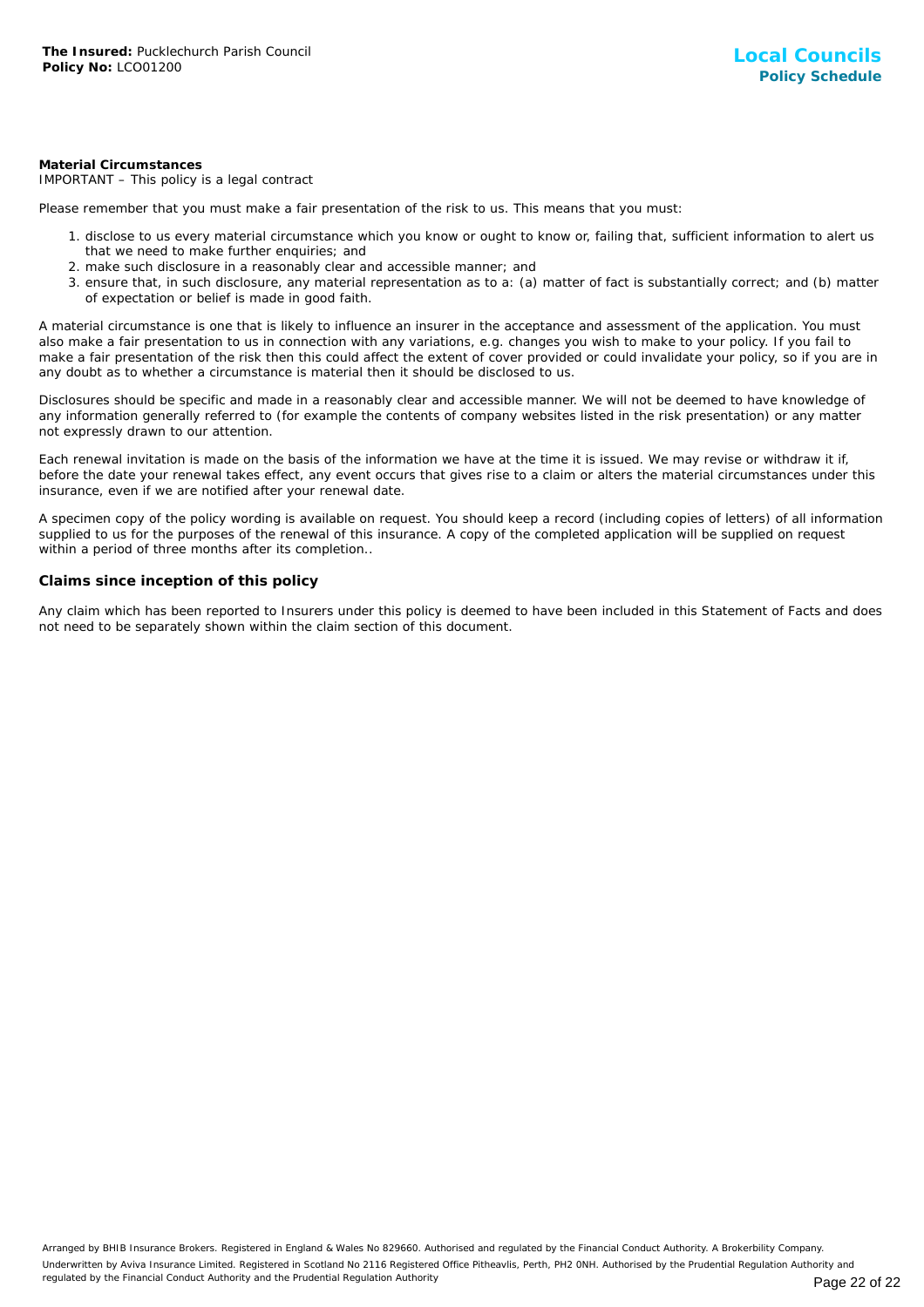**Material Circumstances**
IMPORTANT – This policy is a legal contract

Please remember that you must make a fair presentation of the risk to us. This means that you must:

1. disclose to us every material circumstance which you know or ought to know or, failing that, sufficient information to alert us that we need to make further enquiries; and
2. make such disclosure in a reasonably clear and accessible manner; and
3. ensure that, in such disclosure, any material representation as to a: (a) matter of fact is substantially correct; and (b) matter of expectation or belief is made in good faith.

A material circumstance is one that is likely to influence an insurer in the acceptance and assessment of the application. You must also make a fair presentation to us in connection with any variations, e.g. changes you wish to make to your policy. If you fail to make a fair presentation of the risk then this could affect the extent of cover provided or could invalidate your policy, so if you are in any doubt as to whether a circumstance is material then it should be disclosed to us.

Disclosures should be specific and made in a reasonably clear and accessible manner. We will not be deemed to have knowledge of any information generally referred to (for example the contents of company websites listed in the risk presentation) or any matter not expressly drawn to our attention.

Each renewal invitation is made on the basis of the information we have at the time it is issued. We may revise or withdraw it if, before the date your renewal takes effect, any event occurs that gives rise to a claim or alters the material circumstances under this insurance, even if we are notified after your renewal date.

A specimen copy of the policy wording is available on request. You should keep a record (including copies of letters) of all information supplied to us for the purposes of the renewal of this insurance. A copy of the completed application will be supplied on request within a period of three months after its completion..

## Claims since inception of this policy

Any claim which has been reported to Insurers under this policy is deemed to have been included in this Statement of Facts and does not need to be separately shown within the claim section of this document.

Arranged by BHIB Insurance Brokers. Registered in England & Wales No 829660. Authorised and regulated by the Financial Conduct Authority. A Brokerbility Company.
Underwritten by Aviva Insurance Limited. Registered in Scotland No 2116 Registered Office Pitheavlis, Perth, PH2 0NH. Authorised by the Prudential Regulation Authority and regulated by the Financial Conduct Authority and the Prudential Regulation Authority